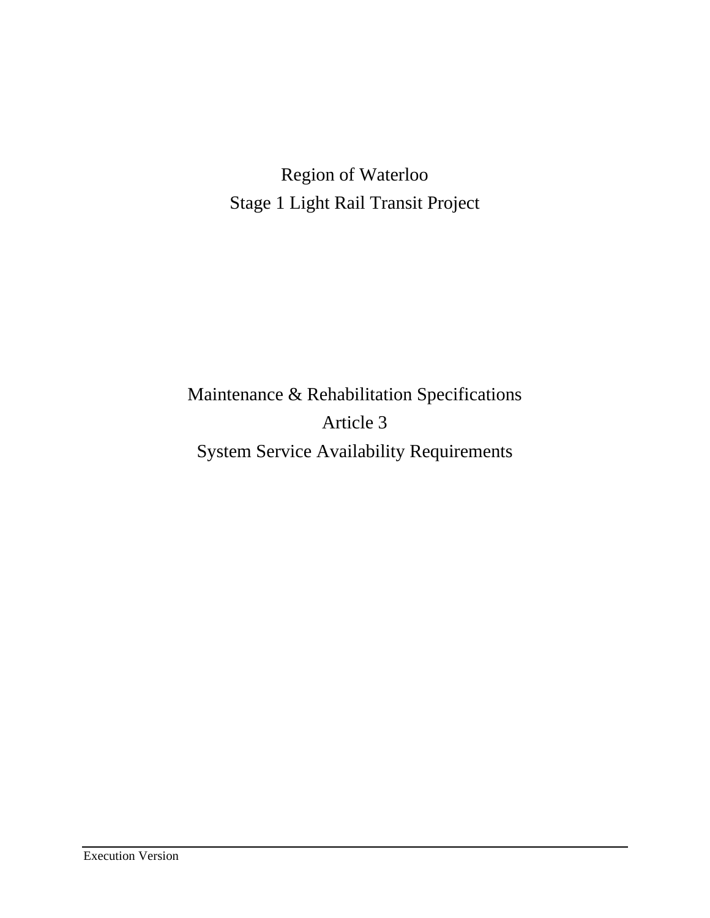# Region of Waterloo
# Stage 1 Light Rail Transit Project

## Maintenance & Rehabilitation Specifications
## Article 3
## System Service Availability Requirements

Execution Version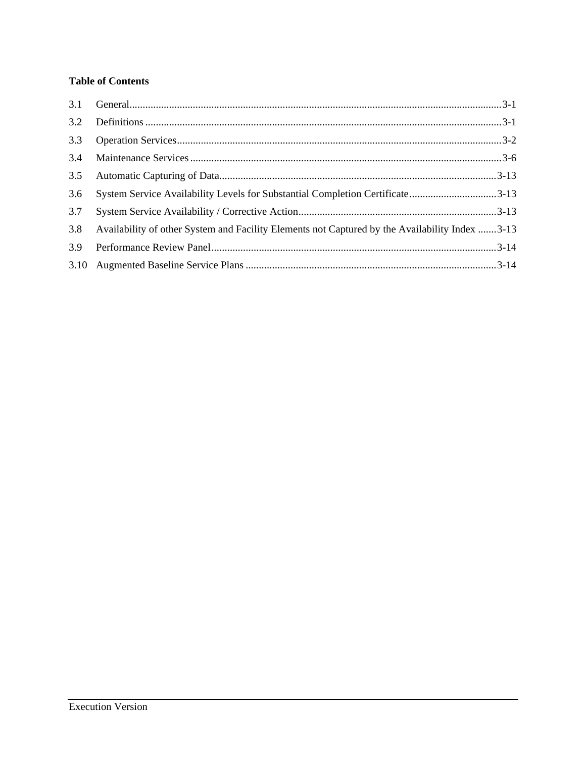**Table of Contents**

| | | |
|---|---|---|
| 3.1 | General | 3-1 |
| 3.2 | Definitions | 3-1 |
| 3.3 | Operation Services | 3-2 |
| 3.4 | Maintenance Services | 3-6 |
| 3.5 | Automatic Capturing of Data | 3-13 |
| 3.6 | System Service Availability Levels for Substantial Completion Certificate | 3-13 |
| 3.7 | System Service Availability / Corrective Action | 3-13 |
| 3.8 | Availability of other System and Facility Elements not Captured by the Availability Index | 3-13 |
| 3.9 | Performance Review Panel | 3-14 |
| 3.10 | Augmented Baseline Service Plans | 3-14 |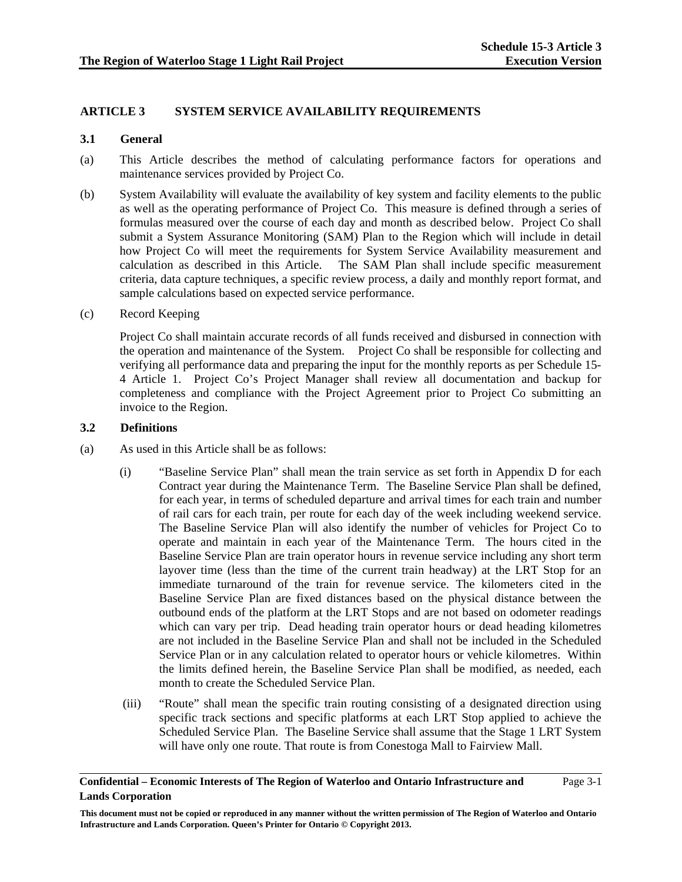## ARTICLE 3 SYSTEM SERVICE AVAILABILITY REQUIREMENTS

### 3.1 General

(a) This Article describes the method of calculating performance factors for operations and maintenance services provided by Project Co.

(b) System Availability will evaluate the availability of key system and facility elements to the public as well as the operating performance of Project Co. This measure is defined through a series of formulas measured over the course of each day and month as described below. Project Co shall submit a System Assurance Monitoring (SAM) Plan to the Region which will include in detail how Project Co will meet the requirements for System Service Availability measurement and calculation as described in this Article. The SAM Plan shall include specific measurement criteria, data capture techniques, a specific review process, a daily and monthly report format, and sample calculations based on expected service performance.

(c) Record Keeping

Project Co shall maintain accurate records of all funds received and disbursed in connection with the operation and maintenance of the System. Project Co shall be responsible for collecting and verifying all performance data and preparing the input for the monthly reports as per Schedule 15-4 Article 1. Project Co's Project Manager shall review all documentation and backup for completeness and compliance with the Project Agreement prior to Project Co submitting an invoice to the Region.

### 3.2 Definitions

(a) As used in this Article shall be as follows:

(i) "Baseline Service Plan" shall mean the train service as set forth in Appendix D for each Contract year during the Maintenance Term. The Baseline Service Plan shall be defined, for each year, in terms of scheduled departure and arrival times for each train and number of rail cars for each train, per route for each day of the week including weekend service. The Baseline Service Plan will also identify the number of vehicles for Project Co to operate and maintain in each year of the Maintenance Term. The hours cited in the Baseline Service Plan are train operator hours in revenue service including any short term layover time (less than the time of the current train headway) at the LRT Stop for an immediate turnaround of the train for revenue service. The kilometers cited in the Baseline Service Plan are fixed distances based on the physical distance between the outbound ends of the platform at the LRT Stops and are not based on odometer readings which can vary per trip. Dead heading train operator hours or dead heading kilometres are not included in the Baseline Service Plan and shall not be included in the Scheduled Service Plan or in any calculation related to operator hours or vehicle kilometres. Within the limits defined herein, the Baseline Service Plan shall be modified, as needed, each month to create the Scheduled Service Plan.

(iii) "Route" shall mean the specific train routing consisting of a designated direction using specific track sections and specific platforms at each LRT Stop applied to achieve the Scheduled Service Plan. The Baseline Service shall assume that the Stage 1 LRT System will have only one route. That route is from Conestoga Mall to Fairview Mall.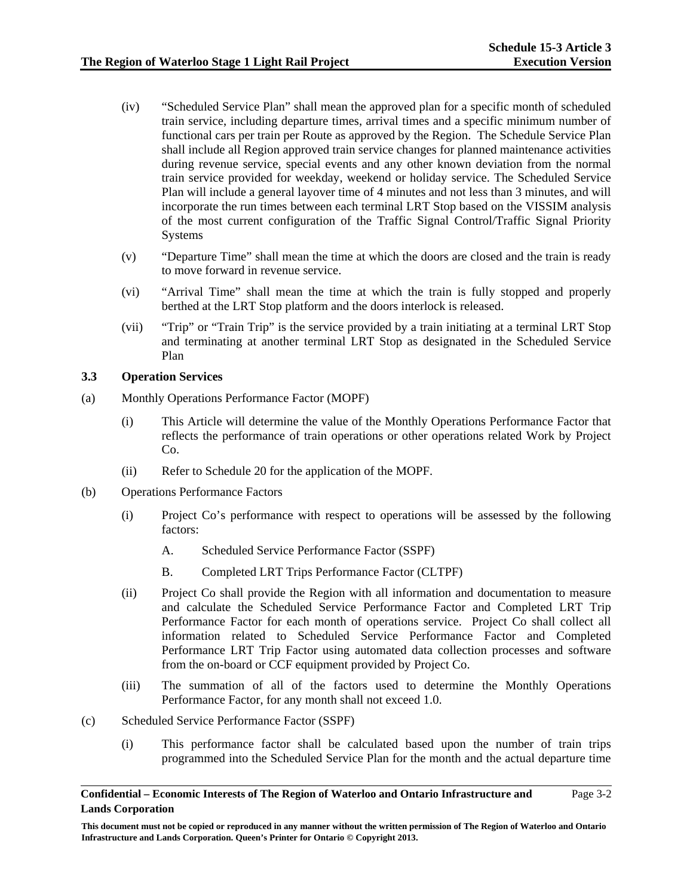(iv) "Scheduled Service Plan" shall mean the approved plan for a specific month of scheduled train service, including departure times, arrival times and a specific minimum number of functional cars per train per Route as approved by the Region. The Schedule Service Plan shall include all Region approved train service changes for planned maintenance activities during revenue service, special events and any other known deviation from the normal train service provided for weekday, weekend or holiday service. The Scheduled Service Plan will include a general layover time of 4 minutes and not less than 3 minutes, and will incorporate the run times between each terminal LRT Stop based on the VISSIM analysis of the most current configuration of the Traffic Signal Control/Traffic Signal Priority Systems

(v) "Departure Time" shall mean the time at which the doors are closed and the train is ready to move forward in revenue service.

(vi) "Arrival Time" shall mean the time at which the train is fully stopped and properly berthed at the LRT Stop platform and the doors interlock is released.

(vii) "Trip" or "Train Trip" is the service provided by a train initiating at a terminal LRT Stop and terminating at another terminal LRT Stop as designated in the Scheduled Service Plan

### 3.3 Operation Services

(a) Monthly Operations Performance Factor (MOPF)

(i) This Article will determine the value of the Monthly Operations Performance Factor that reflects the performance of train operations or other operations related Work by Project Co.

(ii) Refer to Schedule 20 for the application of the MOPF.

(b) Operations Performance Factors

(i) Project Co's performance with respect to operations will be assessed by the following factors:

A. Scheduled Service Performance Factor (SSPF)

B. Completed LRT Trips Performance Factor (CLTPF)

(ii) Project Co shall provide the Region with all information and documentation to measure and calculate the Scheduled Service Performance Factor and Completed LRT Trip Performance Factor for each month of operations service. Project Co shall collect all information related to Scheduled Service Performance Factor and Completed Performance LRT Trip Factor using automated data collection processes and software from the on-board or CCF equipment provided by Project Co.

(iii) The summation of all of the factors used to determine the Monthly Operations Performance Factor, for any month shall not exceed 1.0.

(c) Scheduled Service Performance Factor (SSPF)

(i) This performance factor shall be calculated based upon the number of train trips programmed into the Scheduled Service Plan for the month and the actual departure time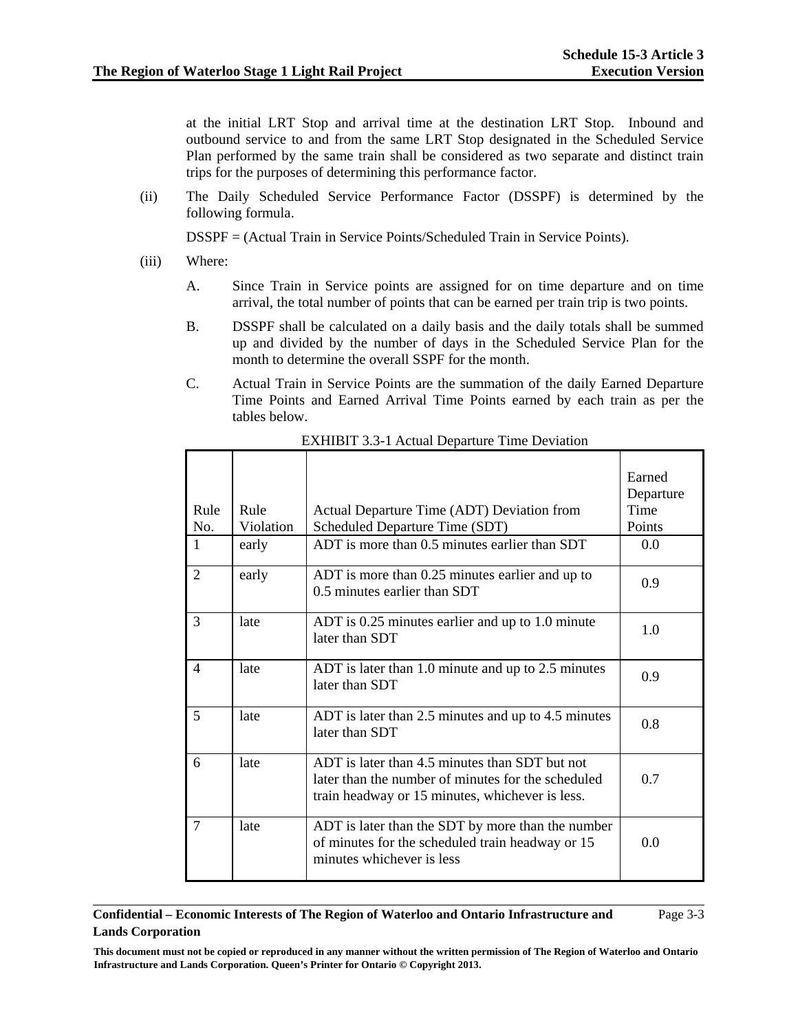at the initial LRT Stop and arrival time at the destination LRT Stop. Inbound and outbound service to and from the same LRT Stop designated in the Scheduled Service Plan performed by the same train shall be considered as two separate and distinct train trips for the purposes of determining this performance factor.

(ii) The Daily Scheduled Service Performance Factor (DSSPF) is determined by the following formula.

DSSPF = (Actual Train in Service Points/Scheduled Train in Service Points).

(iii) Where:

A. Since Train in Service points are assigned for on time departure and on time arrival, the total number of points that can be earned per train trip is two points.

B. DSSPF shall be calculated on a daily basis and the daily totals shall be summed up and divided by the number of days in the Scheduled Service Plan for the month to determine the overall SSPF for the month.

C. Actual Train in Service Points are the summation of the daily Earned Departure Time Points and Earned Arrival Time Points earned by each train as per the tables below.

EXHIBIT 3.3-1 Actual Departure Time Deviation

| Rule No. | Rule Violation | Actual Departure Time (ADT) Deviation from Scheduled Departure Time (SDT) | Earned Departure Time Points |
|---|---|---|---|
| 1 | early | ADT is more than 0.5 minutes earlier than SDT | 0.0 |
| 2 | early | ADT is more than 0.25 minutes earlier and up to 0.5 minutes earlier than SDT | 0.9 |
| 3 | late | ADT is 0.25 minutes earlier and up to 1.0 minute later than SDT | 1.0 |
| 4 | late | ADT is later than 1.0 minute and up to 2.5 minutes later than SDT | 0.9 |
| 5 | late | ADT is later than 2.5 minutes and up to 4.5 minutes later than SDT | 0.8 |
| 6 | late | ADT is later than 4.5 minutes than SDT but not later than the number of minutes for the scheduled train headway or 15 minutes, whichever is less. | 0.7 |
| 7 | late | ADT is later than the SDT by more than the number of minutes for the scheduled train headway or 15 minutes whichever is less | 0.0 |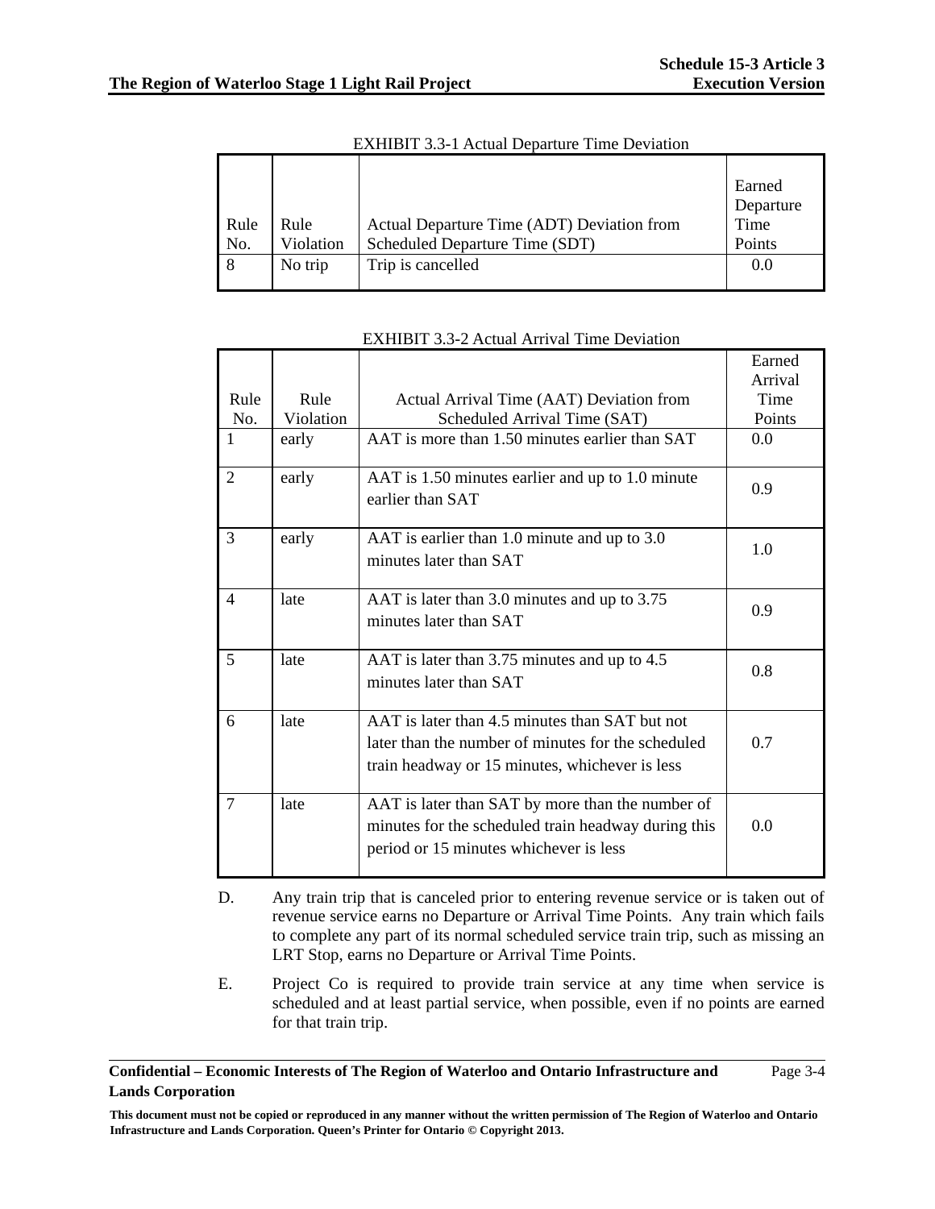EXHIBIT 3.3-1 Actual Departure Time Deviation

| Rule No. | Rule Violation | Actual Departure Time (ADT) Deviation from Scheduled Departure Time (SDT) | Earned Departure Time Points |
|---|---|---|---|
| 8 | No trip | Trip is cancelled | 0.0 |

EXHIBIT 3.3-2 Actual Arrival Time Deviation

| Rule No. | Rule Violation | Actual Arrival Time (AAT) Deviation from Scheduled Arrival Time (SAT) | Earned Arrival Time Points |
|---|---|---|---|
| 1 | early | AAT is more than 1.50 minutes earlier than SAT | 0.0 |
| 2 | early | AAT is 1.50 minutes earlier and up to 1.0 minute earlier than SAT | 0.9 |
| 3 | early | AAT is earlier than 1.0 minute and up to 3.0 minutes later than SAT | 1.0 |
| 4 | late | AAT is later than 3.0 minutes and up to 3.75 minutes later than SAT | 0.9 |
| 5 | late | AAT is later than 3.75 minutes and up to 4.5 minutes later than SAT | 0.8 |
| 6 | late | AAT is later than 4.5 minutes than SAT but not later than the number of minutes for the scheduled train headway or 15 minutes, whichever is less | 0.7 |
| 7 | late | AAT is later than SAT by more than the number of minutes for the scheduled train headway during this period or 15 minutes whichever is less | 0.0 |

D. Any train trip that is canceled prior to entering revenue service or is taken out of revenue service earns no Departure or Arrival Time Points. Any train which fails to complete any part of its normal scheduled service train trip, such as missing an LRT Stop, earns no Departure or Arrival Time Points.

E. Project Co is required to provide train service at any time when service is scheduled and at least partial service, when possible, even if no points are earned for that train trip.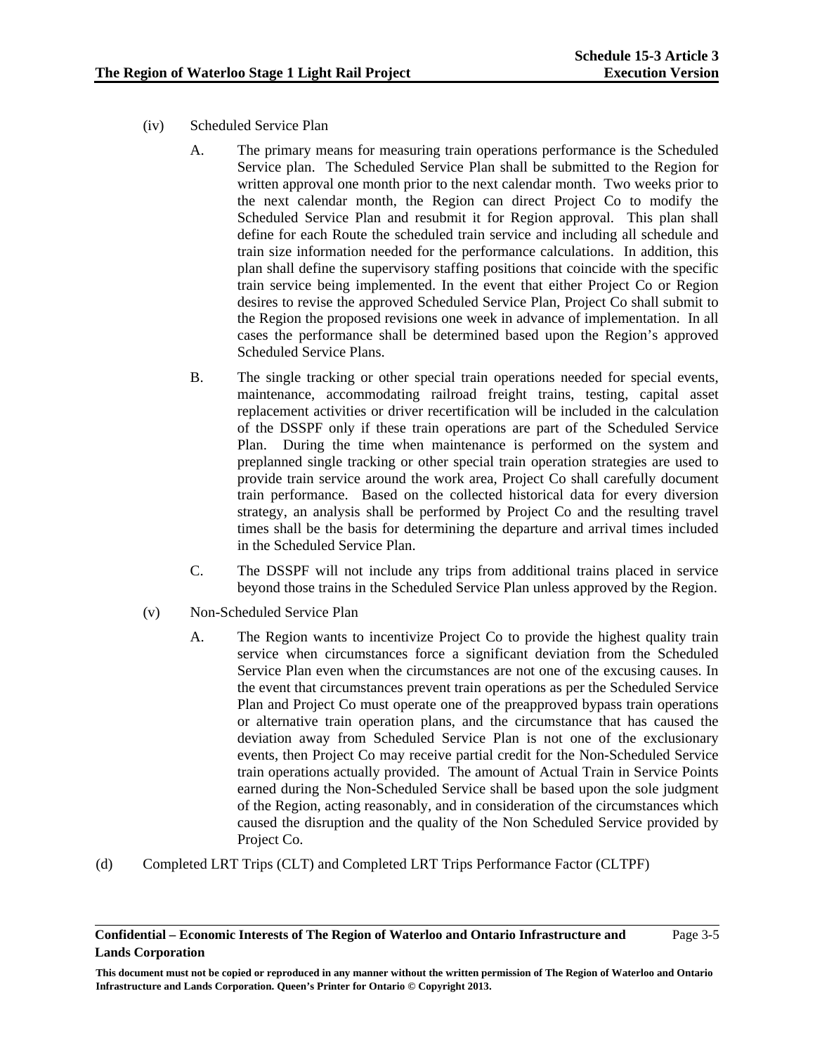(iv) Scheduled Service Plan

A. The primary means for measuring train operations performance is the Scheduled Service plan. The Scheduled Service Plan shall be submitted to the Region for written approval one month prior to the next calendar month. Two weeks prior to the next calendar month, the Region can direct Project Co to modify the Scheduled Service Plan and resubmit it for Region approval. This plan shall define for each Route the scheduled train service and including all schedule and train size information needed for the performance calculations. In addition, this plan shall define the supervisory staffing positions that coincide with the specific train service being implemented. In the event that either Project Co or Region desires to revise the approved Scheduled Service Plan, Project Co shall submit to the Region the proposed revisions one week in advance of implementation. In all cases the performance shall be determined based upon the Region's approved Scheduled Service Plans.

B. The single tracking or other special train operations needed for special events, maintenance, accommodating railroad freight trains, testing, capital asset replacement activities or driver recertification will be included in the calculation of the DSSPF only if these train operations are part of the Scheduled Service Plan. During the time when maintenance is performed on the system and preplanned single tracking or other special train operation strategies are used to provide train service around the work area, Project Co shall carefully document train performance. Based on the collected historical data for every diversion strategy, an analysis shall be performed by Project Co and the resulting travel times shall be the basis for determining the departure and arrival times included in the Scheduled Service Plan.

C. The DSSPF will not include any trips from additional trains placed in service beyond those trains in the Scheduled Service Plan unless approved by the Region.

(v) Non-Scheduled Service Plan

A. The Region wants to incentivize Project Co to provide the highest quality train service when circumstances force a significant deviation from the Scheduled Service Plan even when the circumstances are not one of the excusing causes. In the event that circumstances prevent train operations as per the Scheduled Service Plan and Project Co must operate one of the preapproved bypass train operations or alternative train operation plans, and the circumstance that has caused the deviation away from Scheduled Service Plan is not one of the exclusionary events, then Project Co may receive partial credit for the Non-Scheduled Service train operations actually provided. The amount of Actual Train in Service Points earned during the Non-Scheduled Service shall be based upon the sole judgment of the Region, acting reasonably, and in consideration of the circumstances which caused the disruption and the quality of the Non Scheduled Service provided by Project Co.

(d) Completed LRT Trips (CLT) and Completed LRT Trips Performance Factor (CLTPF)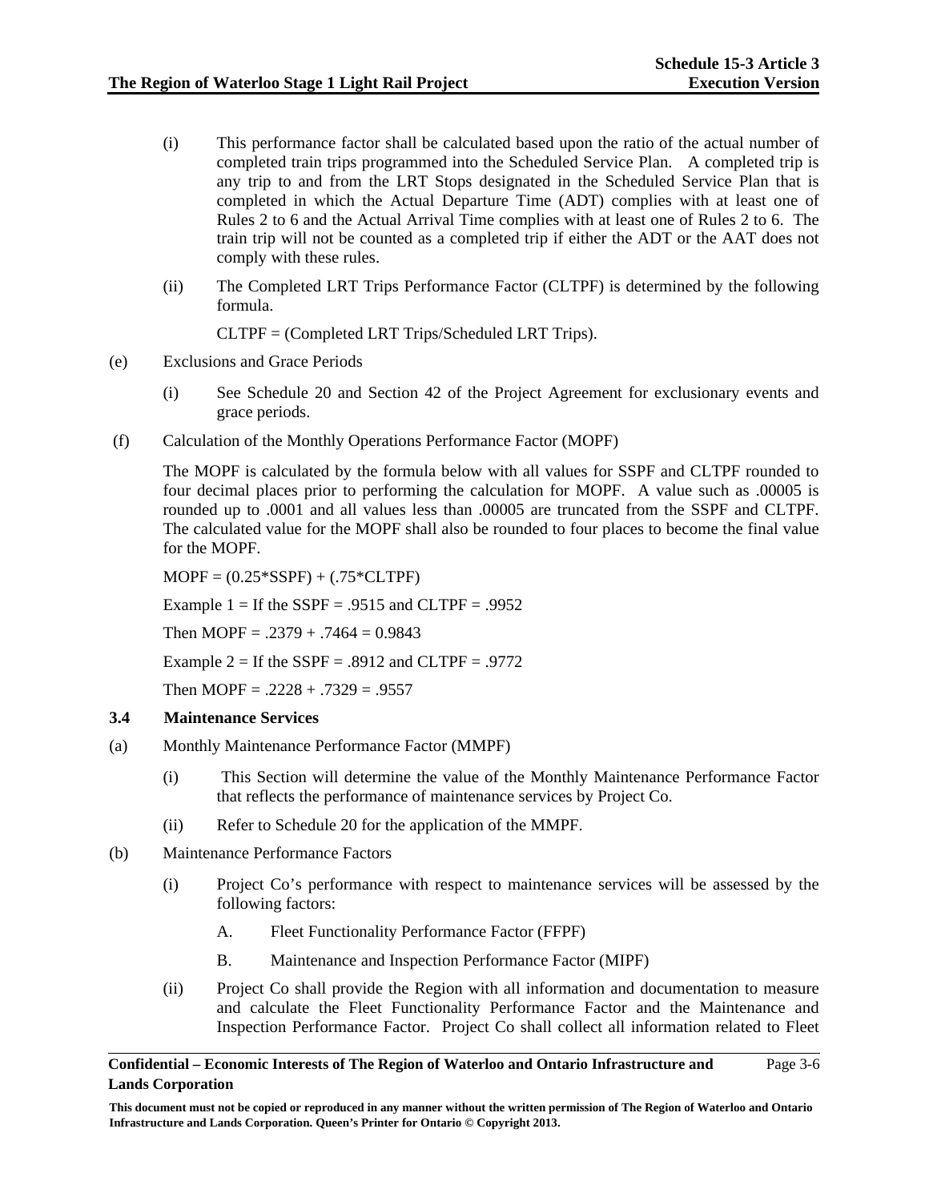(i) This performance factor shall be calculated based upon the ratio of the actual number of completed train trips programmed into the Scheduled Service Plan. A completed trip is any trip to and from the LRT Stops designated in the Scheduled Service Plan that is completed in which the Actual Departure Time (ADT) complies with at least one of Rules 2 to 6 and the Actual Arrival Time complies with at least one of Rules 2 to 6. The train trip will not be counted as a completed trip if either the ADT or the AAT does not comply with these rules.

(ii) The Completed LRT Trips Performance Factor (CLTPF) is determined by the following formula.

CLTPF = (Completed LRT Trips/Scheduled LRT Trips).

(e) Exclusions and Grace Periods

(i) See Schedule 20 and Section 42 of the Project Agreement for exclusionary events and grace periods.

(f) Calculation of the Monthly Operations Performance Factor (MOPF)

The MOPF is calculated by the formula below with all values for SSPF and CLTPF rounded to four decimal places prior to performing the calculation for MOPF. A value such as .00005 is rounded up to .0001 and all values less than .00005 are truncated from the SSPF and CLTPF. The calculated value for the MOPF shall also be rounded to four places to become the final value for the MOPF.

MOPF = (0.25*SSPF) + (.75*CLTPF)

Example 1 = If the SSPF = .9515 and CLTPF = .9952

Then MOPF = .2379 + .7464 = 0.9843

Example 2 = If the SSPF = .8912 and CLTPF = .9772

Then MOPF = .2228 + .7329 = .9557

### 3.4 Maintenance Services

(a) Monthly Maintenance Performance Factor (MMPF)

(i) This Section will determine the value of the Monthly Maintenance Performance Factor that reflects the performance of maintenance services by Project Co.

(ii) Refer to Schedule 20 for the application of the MMPF.

(b) Maintenance Performance Factors

(i) Project Co's performance with respect to maintenance services will be assessed by the following factors:

A. Fleet Functionality Performance Factor (FFPF)

B. Maintenance and Inspection Performance Factor (MIPF)

(ii) Project Co shall provide the Region with all information and documentation to measure and calculate the Fleet Functionality Performance Factor and the Maintenance and Inspection Performance Factor. Project Co shall collect all information related to Fleet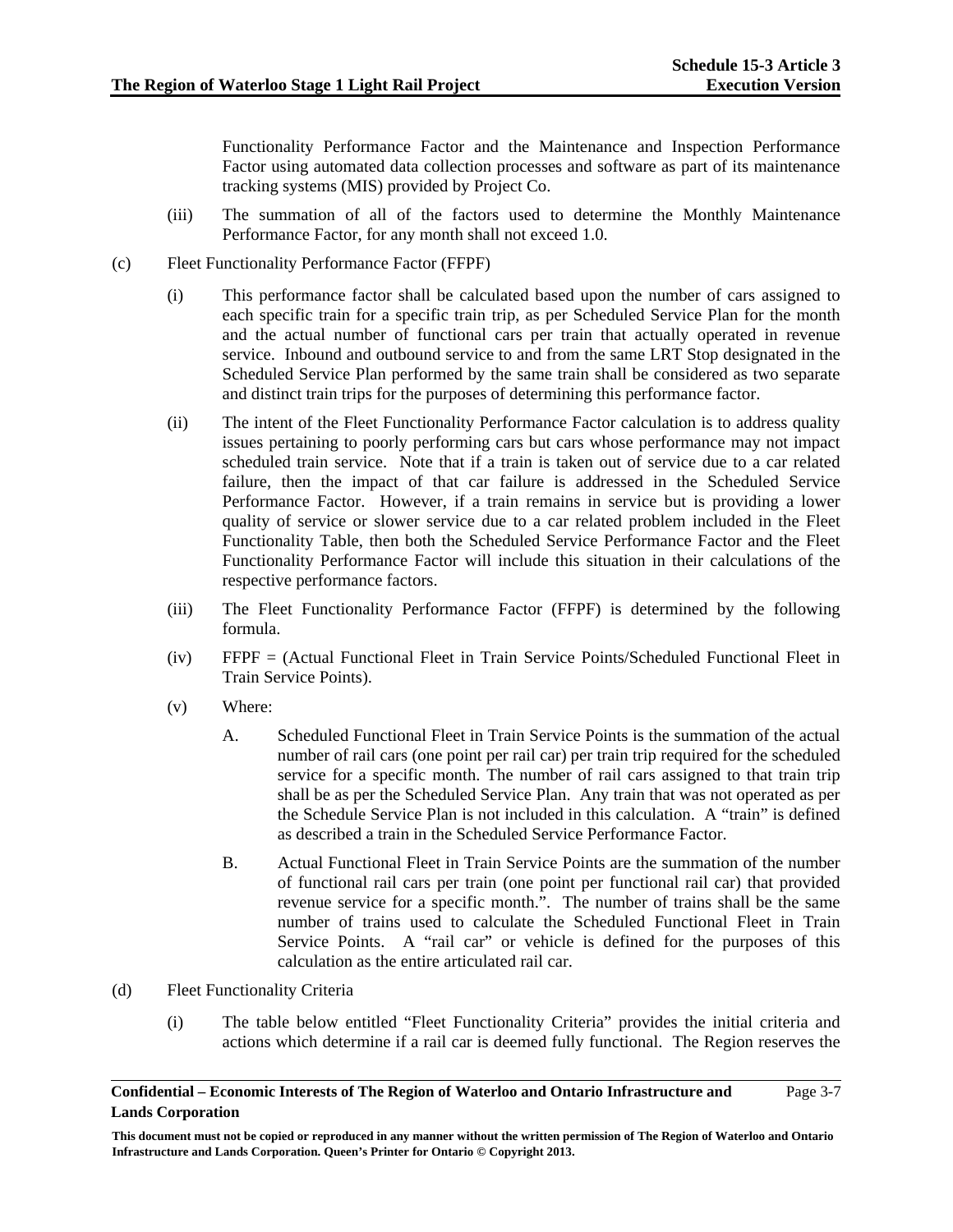Functionality Performance Factor and the Maintenance and Inspection Performance Factor using automated data collection processes and software as part of its maintenance tracking systems (MIS) provided by Project Co.

(iii) The summation of all of the factors used to determine the Monthly Maintenance Performance Factor, for any month shall not exceed 1.0.

(c) Fleet Functionality Performance Factor (FFPF)

(i) This performance factor shall be calculated based upon the number of cars assigned to each specific train for a specific train trip, as per Scheduled Service Plan for the month and the actual number of functional cars per train that actually operated in revenue service. Inbound and outbound service to and from the same LRT Stop designated in the Scheduled Service Plan performed by the same train shall be considered as two separate and distinct train trips for the purposes of determining this performance factor.

(ii) The intent of the Fleet Functionality Performance Factor calculation is to address quality issues pertaining to poorly performing cars but cars whose performance may not impact scheduled train service. Note that if a train is taken out of service due to a car related failure, then the impact of that car failure is addressed in the Scheduled Service Performance Factor. However, if a train remains in service but is providing a lower quality of service or slower service due to a car related problem included in the Fleet Functionality Table, then both the Scheduled Service Performance Factor and the Fleet Functionality Performance Factor will include this situation in their calculations of the respective performance factors.

(iii) The Fleet Functionality Performance Factor (FFPF) is determined by the following formula.

(iv) FFPF = (Actual Functional Fleet in Train Service Points/Scheduled Functional Fleet in Train Service Points).

(v) Where:

A. Scheduled Functional Fleet in Train Service Points is the summation of the actual number of rail cars (one point per rail car) per train trip required for the scheduled service for a specific month. The number of rail cars assigned to that train trip shall be as per the Scheduled Service Plan. Any train that was not operated as per the Schedule Service Plan is not included in this calculation. A "train" is defined as described a train in the Scheduled Service Performance Factor.

B. Actual Functional Fleet in Train Service Points are the summation of the number of functional rail cars per train (one point per functional rail car) that provided revenue service for a specific month.". The number of trains shall be the same number of trains used to calculate the Scheduled Functional Fleet in Train Service Points. A "rail car" or vehicle is defined for the purposes of this calculation as the entire articulated rail car.

(d) Fleet Functionality Criteria

(i) The table below entitled "Fleet Functionality Criteria" provides the initial criteria and actions which determine if a rail car is deemed fully functional. The Region reserves the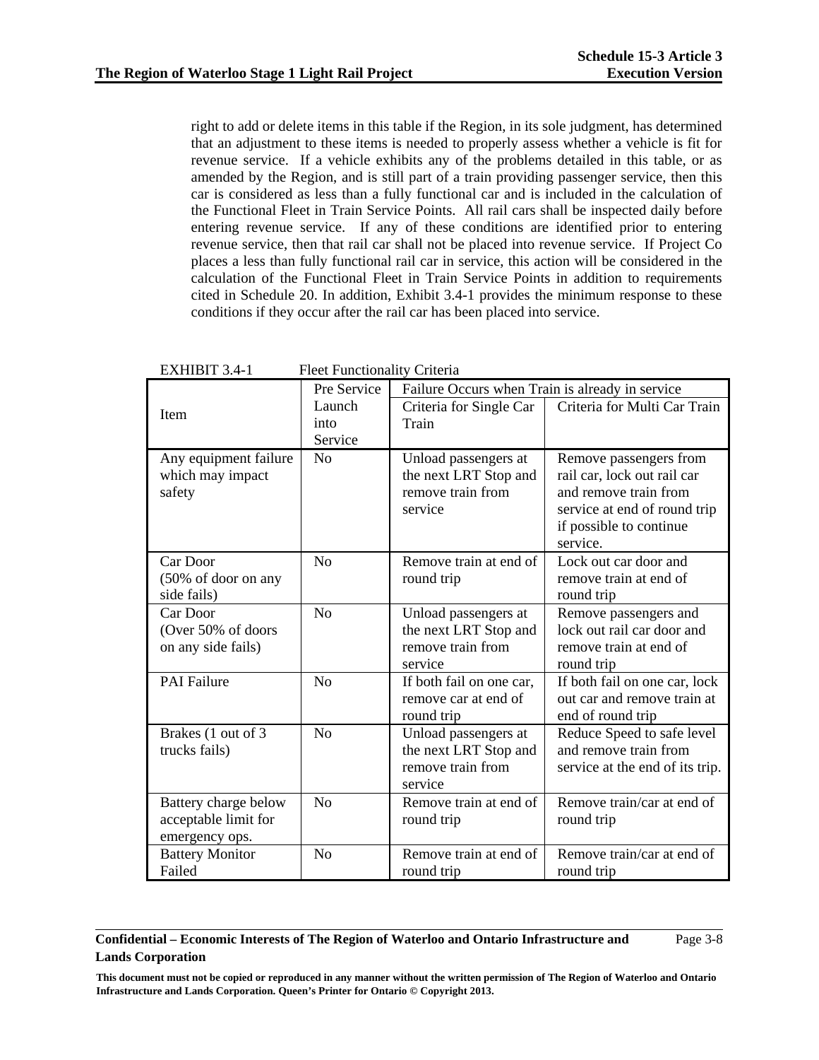right to add or delete items in this table if the Region, in its sole judgment, has determined that an adjustment to these items is needed to properly assess whether a vehicle is fit for revenue service. If a vehicle exhibits any of the problems detailed in this table, or as amended by the Region, and is still part of a train providing passenger service, then this car is considered as less than a fully functional car and is included in the calculation of the Functional Fleet in Train Service Points. All rail cars shall be inspected daily before entering revenue service. If any of these conditions are identified prior to entering revenue service, then that rail car shall not be placed into revenue service. If Project Co places a less than fully functional rail car in service, this action will be considered in the calculation of the Functional Fleet in Train Service Points in addition to requirements cited in Schedule 20. In addition, Exhibit 3.4-1 provides the minimum response to these conditions if they occur after the rail car has been placed into service.

EXHIBIT 3.4-1 Fleet Functionality Criteria

| Item | Pre Service Launch into Service | Failure Occurs when Train is already in service | |
|---|---|---|---|
| | | Criteria for Single Car Train | Criteria for Multi Car Train |
| Any equipment failure which may impact safety | No | Unload passengers at the next LRT Stop and remove train from service | Remove passengers from rail car, lock out rail car and remove train from service at end of round trip if possible to continue service. |
| Car Door (50% of door on any side fails) | No | Remove train at end of round trip | Lock out car door and remove train at end of round trip |
| Car Door (Over 50% of doors on any side fails) | No | Unload passengers at the next LRT Stop and remove train from service | Remove passengers and lock out rail car door and remove train at end of round trip |
| PAI Failure | No | If both fail on one car, remove car at end of round trip | If both fail on one car, lock out car and remove train at end of round trip |
| Brakes (1 out of 3 trucks fails) | No | Unload passengers at the next LRT Stop and remove train from service | Reduce Speed to safe level and remove train from service at the end of its trip. |
| Battery charge below acceptable limit for emergency ops. | No | Remove train at end of round trip | Remove train/car at end of round trip |
| Battery Monitor Failed | No | Remove train at end of round trip | Remove train/car at end of round trip |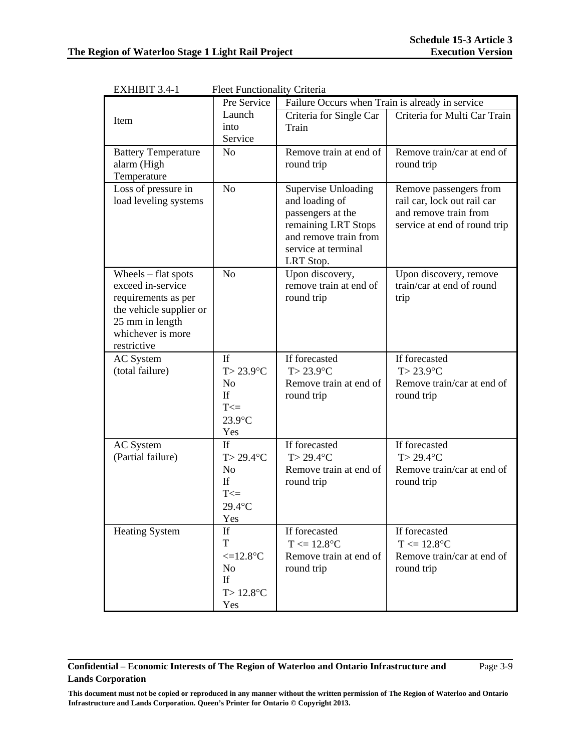EXHIBIT 3.4-1 Fleet Functionality Criteria

| Item | Pre Service Launch into Service | Failure Occurs when Train is already in service | |
|---|---|---|---|
| | | Criteria for Single Car Train | Criteria for Multi Car Train |
| Battery Temperature alarm (High Temperature | No | Remove train at end of round trip | Remove train/car at end of round trip |
| Loss of pressure in load leveling systems | No | Supervise Unloading and loading of passengers at the remaining LRT Stops and remove train from service at terminal LRT Stop. | Remove passengers from rail car, lock out rail car and remove train from service at end of round trip |
| Wheels – flat spots exceed in-service requirements as per the vehicle supplier or 25 mm in length whichever is more restrictive | No | Upon discovery, remove train at end of round trip | Upon discovery, remove train/car at end of round trip |
| AC System (total failure) | If T> 23.9°C No If T<= 23.9°C Yes | If forecasted T> 23.9°C Remove train at end of round trip | If forecasted T> 23.9°C Remove train/car at end of round trip |
| AC System (Partial failure) | If T> 29.4°C No If T<= 29.4°C Yes | If forecasted T> 29.4°C Remove train at end of round trip | If forecasted T> 29.4°C Remove train/car at end of round trip |
| Heating System | If T <=12.8°C No If T> 12.8°C Yes | If forecasted T <= 12.8°C Remove train at end of round trip | If forecasted T <= 12.8°C Remove train/car at end of round trip |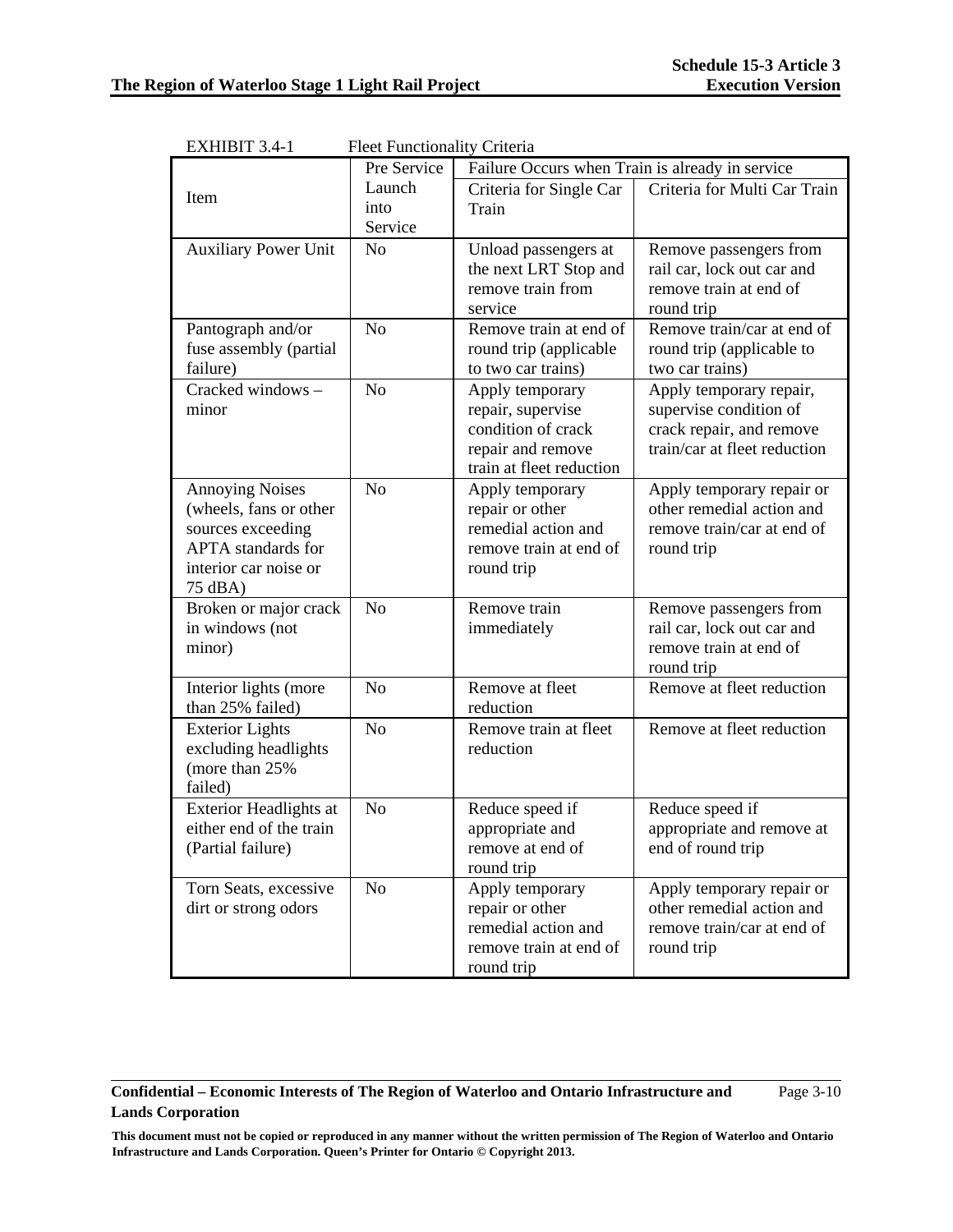EXHIBIT 3.4-1 Fleet Functionality Criteria

| Item | Pre Service Launch into Service | Failure Occurs when Train is already in service | |
|---|---|---|---|
| | | Criteria for Single Car Train | Criteria for Multi Car Train |
| Auxiliary Power Unit | No | Unload passengers at the next LRT Stop and remove train from service | Remove passengers from rail car, lock out car and remove train at end of round trip |
| Pantograph and/or fuse assembly (partial failure) | No | Remove train at end of round trip (applicable to two car trains) | Remove train/car at end of round trip (applicable to two car trains) |
| Cracked windows – minor | No | Apply temporary repair, supervise condition of crack repair and remove train at fleet reduction | Apply temporary repair, supervise condition of crack repair, and remove train/car at fleet reduction |
| Annoying Noises (wheels, fans or other sources exceeding APTA standards for interior car noise or 75 dBA) | No | Apply temporary repair or other remedial action and remove train at end of round trip | Apply temporary repair or other remedial action and remove train/car at end of round trip |
| Broken or major crack in windows (not minor) | No | Remove train immediately | Remove passengers from rail car, lock out car and remove train at end of round trip |
| Interior lights (more than 25% failed) | No | Remove at fleet reduction | Remove at fleet reduction |
| Exterior Lights excluding headlights (more than 25% failed) | No | Remove train at fleet reduction | Remove at fleet reduction |
| Exterior Headlights at either end of the train (Partial failure) | No | Reduce speed if appropriate and remove at end of round trip | Reduce speed if appropriate and remove at end of round trip |
| Torn Seats, excessive dirt or strong odors | No | Apply temporary repair or other remedial action and remove train at end of round trip | Apply temporary repair or other remedial action and remove train/car at end of round trip |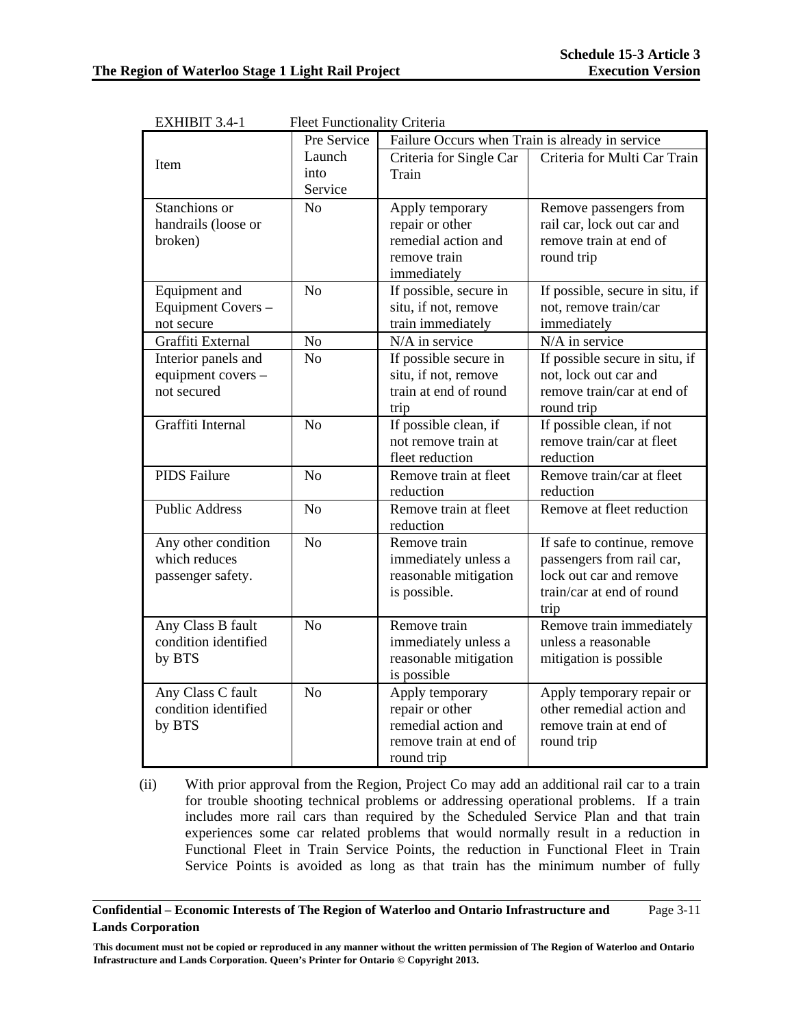EXHIBIT 3.4-1 Fleet Functionality Criteria

| Item | Pre Service Launch into Service | Failure Occurs when Train is already in service | |
|---|---|---|---|
| | | Criteria for Single Car Train | Criteria for Multi Car Train |
| Stanchions or handrails (loose or broken) | No | Apply temporary repair or other remedial action and remove train immediately | Remove passengers from rail car, lock out car and remove train at end of round trip |
| Equipment and Equipment Covers – not secure | No | If possible, secure in situ, if not, remove train immediately | If possible, secure in situ, if not, remove train/car immediately |
| Graffiti External | No | N/A in service | N/A in service |
| Interior panels and equipment covers – not secured | No | If possible secure in situ, if not, remove train at end of round trip | If possible secure in situ, if not, lock out car and remove train/car at end of round trip |
| Graffiti Internal | No | If possible clean, if not remove train at fleet reduction | If possible clean, if not remove train/car at fleet reduction |
| PIDS Failure | No | Remove train at fleet reduction | Remove train/car at fleet reduction |
| Public Address | No | Remove train at fleet reduction | Remove at fleet reduction |
| Any other condition which reduces passenger safety. | No | Remove train immediately unless a reasonable mitigation is possible. | If safe to continue, remove passengers from rail car, lock out car and remove train/car at end of round trip |
| Any Class B fault condition identified by BTS | No | Remove train immediately unless a reasonable mitigation is possible | Remove train immediately unless a reasonable mitigation is possible |
| Any Class C fault condition identified by BTS | No | Apply temporary repair or other remedial action and remove train at end of round trip | Apply temporary repair or other remedial action and remove train at end of round trip |

(ii) With prior approval from the Region, Project Co may add an additional rail car to a train for trouble shooting technical problems or addressing operational problems. If a train includes more rail cars than required by the Scheduled Service Plan and that train experiences some car related problems that would normally result in a reduction in Functional Fleet in Train Service Points, the reduction in Functional Fleet in Train Service Points is avoided as long as that train has the minimum number of fully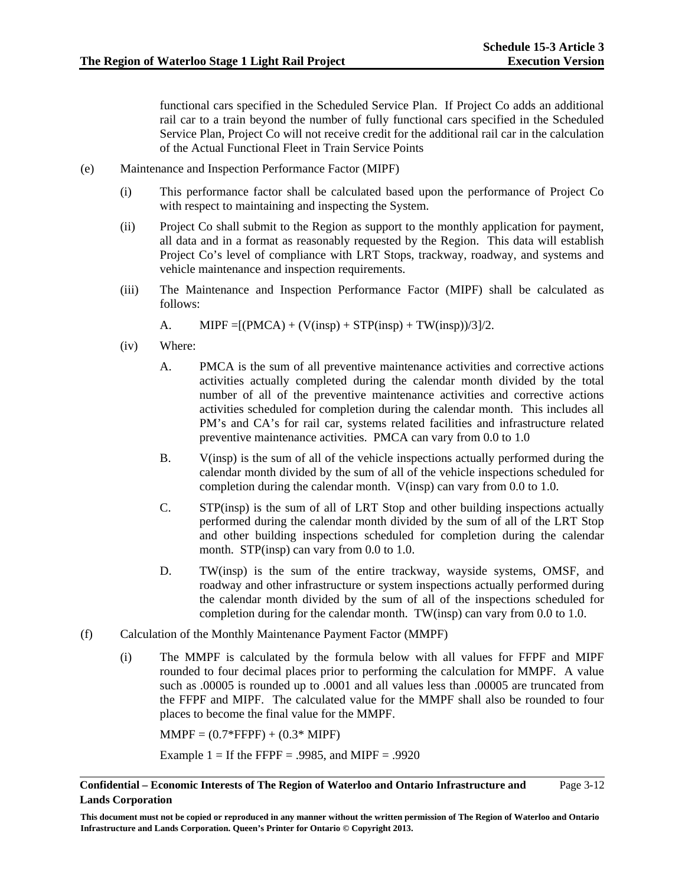functional cars specified in the Scheduled Service Plan. If Project Co adds an additional rail car to a train beyond the number of fully functional cars specified in the Scheduled Service Plan, Project Co will not receive credit for the additional rail car in the calculation of the Actual Functional Fleet in Train Service Points

(e) Maintenance and Inspection Performance Factor (MIPF)

(i) This performance factor shall be calculated based upon the performance of Project Co with respect to maintaining and inspecting the System.

(ii) Project Co shall submit to the Region as support to the monthly application for payment, all data and in a format as reasonably requested by the Region. This data will establish Project Co's level of compliance with LRT Stops, trackway, roadway, and systems and vehicle maintenance and inspection requirements.

(iii) The Maintenance and Inspection Performance Factor (MIPF) shall be calculated as follows:

A. $MIPF = [(PMCA) + (V(insp) + STP(insp) + TW(insp))/3]/2$.

(iv) Where:

A. PMCA is the sum of all preventive maintenance activities and corrective actions activities actually completed during the calendar month divided by the total number of all of the preventive maintenance activities and corrective actions activities scheduled for completion during the calendar month. This includes all PM's and CA's for rail car, systems related facilities and infrastructure related preventive maintenance activities. PMCA can vary from 0.0 to 1.0

B. V(insp) is the sum of all of the vehicle inspections actually performed during the calendar month divided by the sum of all of the vehicle inspections scheduled for completion during the calendar month. V(insp) can vary from 0.0 to 1.0.

C. STP(insp) is the sum of all of LRT Stop and other building inspections actually performed during the calendar month divided by the sum of all of the LRT Stop and other building inspections scheduled for completion during the calendar month. STP(insp) can vary from 0.0 to 1.0.

D. TW(insp) is the sum of the entire trackway, wayside systems, OMSF, and roadway and other infrastructure or system inspections actually performed during the calendar month divided by the sum of all of the inspections scheduled for completion during for the calendar month. TW(insp) can vary from 0.0 to 1.0.

(f) Calculation of the Monthly Maintenance Payment Factor (MMPF)

(i) The MMPF is calculated by the formula below with all values for FFPF and MIPF rounded to four decimal places prior to performing the calculation for MMPF. A value such as .00005 is rounded up to .0001 and all values less than .00005 are truncated from the FFPF and MIPF. The calculated value for the MMPF shall also be rounded to four places to become the final value for the MMPF.

$MMPF = (0.7*FFPF) + (0.3*MIPF)$

Example 1 = If the FFPF = .9985, and MIPF = .9920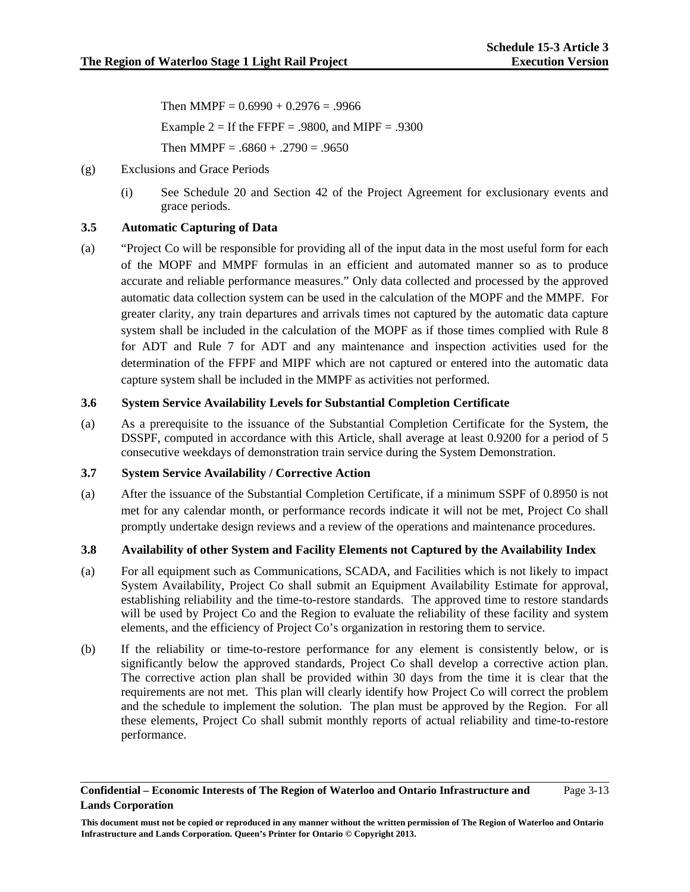Then MMPF = 0.6990 + 0.2976 = .9966

Example 2 = If the FFPF = .9800, and MIPF = .9300

Then MMPF = .6860 + .2790 = .9650

(g) Exclusions and Grace Periods

(i) See Schedule 20 and Section 42 of the Project Agreement for exclusionary events and grace periods.

### 3.5 Automatic Capturing of Data

(a) "Project Co will be responsible for providing all of the input data in the most useful form for each of the MOPF and MMPF formulas in an efficient and automated manner so as to produce accurate and reliable performance measures." Only data collected and processed by the approved automatic data collection system can be used in the calculation of the MOPF and the MMPF. For greater clarity, any train departures and arrivals times not captured by the automatic data capture system shall be included in the calculation of the MOPF as if those times complied with Rule 8 for ADT and Rule 7 for ADT and any maintenance and inspection activities used for the determination of the FFPF and MIPF which are not captured or entered into the automatic data capture system shall be included in the MMPF as activities not performed.

### 3.6 System Service Availability Levels for Substantial Completion Certificate

(a) As a prerequisite to the issuance of the Substantial Completion Certificate for the System, the DSSPF, computed in accordance with this Article, shall average at least 0.9200 for a period of 5 consecutive weekdays of demonstration train service during the System Demonstration.

### 3.7 System Service Availability / Corrective Action

(a) After the issuance of the Substantial Completion Certificate, if a minimum SSPF of 0.8950 is not met for any calendar month, or performance records indicate it will not be met, Project Co shall promptly undertake design reviews and a review of the operations and maintenance procedures.

### 3.8 Availability of other System and Facility Elements not Captured by the Availability Index

(a) For all equipment such as Communications, SCADA, and Facilities which is not likely to impact System Availability, Project Co shall submit an Equipment Availability Estimate for approval, establishing reliability and the time-to-restore standards. The approved time to restore standards will be used by Project Co and the Region to evaluate the reliability of these facility and system elements, and the efficiency of Project Co's organization in restoring them to service.

(b) If the reliability or time-to-restore performance for any element is consistently below, or is significantly below the approved standards, Project Co shall develop a corrective action plan. The corrective action plan shall be provided within 30 days from the time it is clear that the requirements are not met. This plan will clearly identify how Project Co will correct the problem and the schedule to implement the solution. The plan must be approved by the Region. For all these elements, Project Co shall submit monthly reports of actual reliability and time-to-restore performance.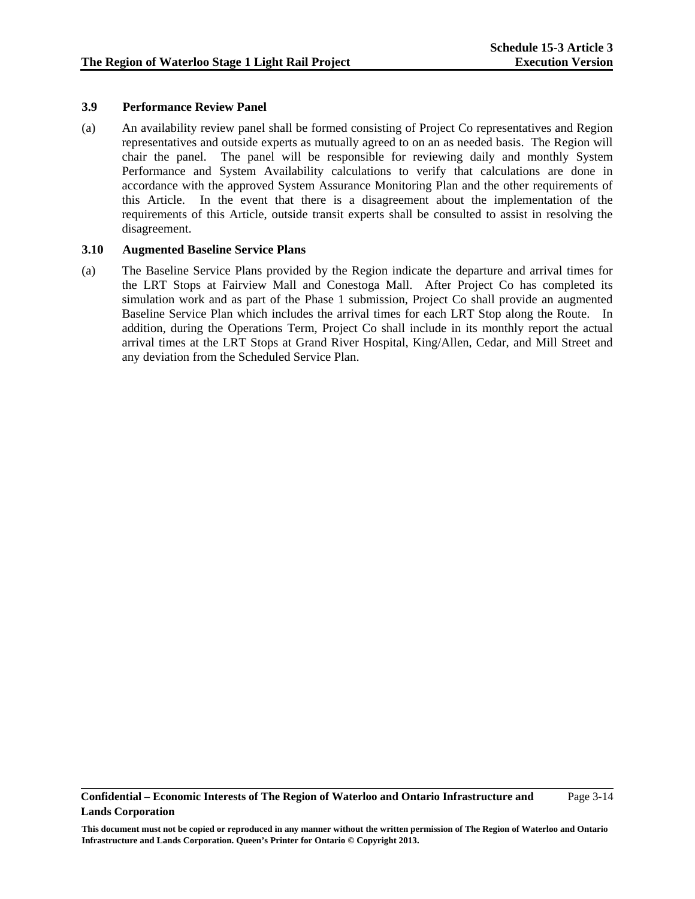### 3.9 Performance Review Panel

(a) An availability review panel shall be formed consisting of Project Co representatives and Region representatives and outside experts as mutually agreed to on an as needed basis. The Region will chair the panel. The panel will be responsible for reviewing daily and monthly System Performance and System Availability calculations to verify that calculations are done in accordance with the approved System Assurance Monitoring Plan and the other requirements of this Article. In the event that there is a disagreement about the implementation of the requirements of this Article, outside transit experts shall be consulted to assist in resolving the disagreement.

### 3.10 Augmented Baseline Service Plans

(a) The Baseline Service Plans provided by the Region indicate the departure and arrival times for the LRT Stops at Fairview Mall and Conestoga Mall. After Project Co has completed its simulation work and as part of the Phase 1 submission, Project Co shall provide an augmented Baseline Service Plan which includes the arrival times for each LRT Stop along the Route. In addition, during the Operations Term, Project Co shall include in its monthly report the actual arrival times at the LRT Stops at Grand River Hospital, King/Allen, Cedar, and Mill Street and any deviation from the Scheduled Service Plan.